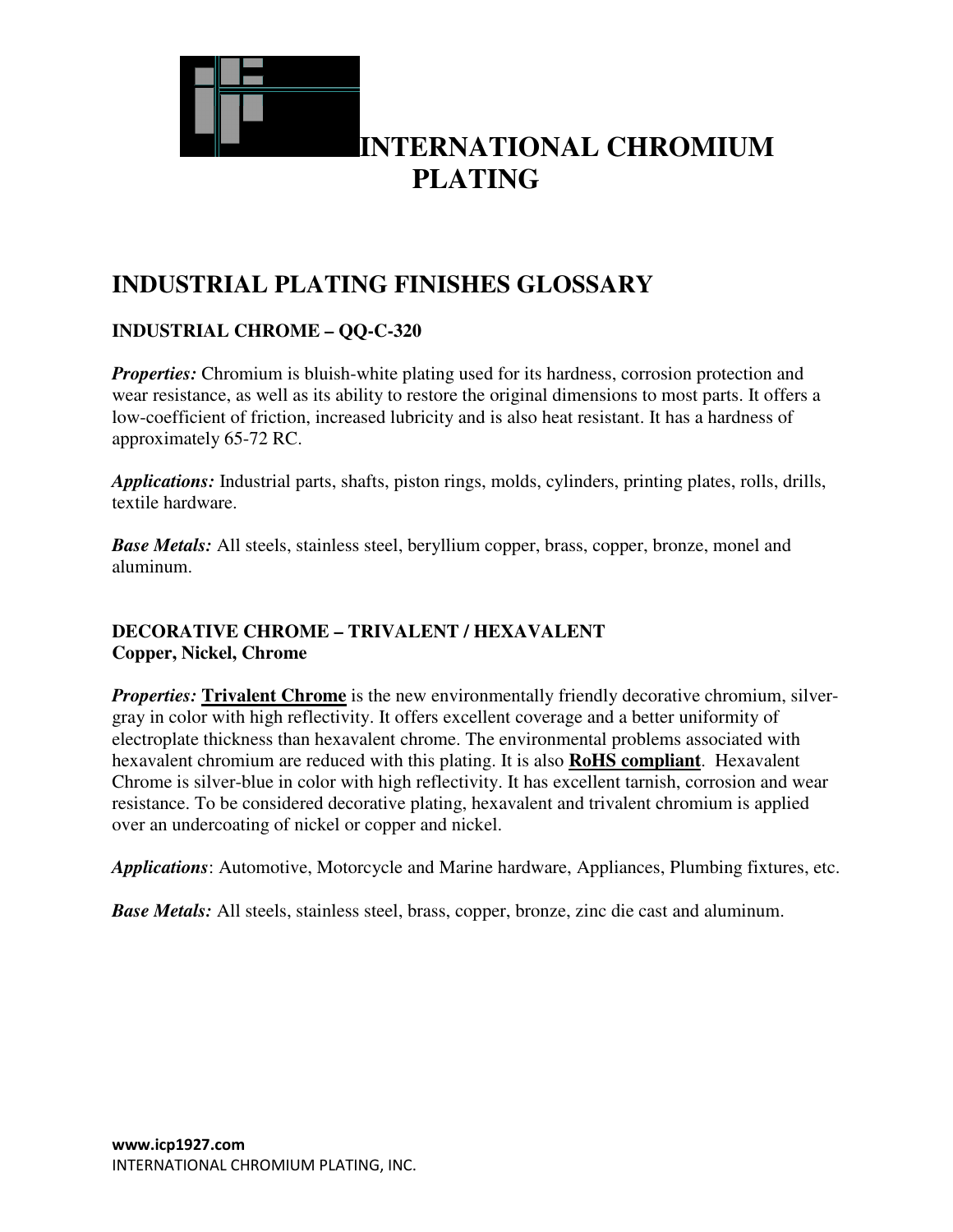# INTERNATIONAL CHROMIUM PLATING

## INDUSTRIAL PLATING FINISHES GLOSSARY

### INDUSTRIAL CHROME – QQ-C-320

***Properties:*** Chromium is bluish-white plating used for its hardness, corrosion protection and wear resistance, as well as its ability to restore the original dimensions to most parts. It offers a low-coefficient of friction, increased lubricity and is also heat resistant. It has a hardness of approximately 65-72 RC.

***Applications:*** Industrial parts, shafts, piston rings, molds, cylinders, printing plates, rolls, drills, textile hardware.

***Base Metals:*** All steels, stainless steel, beryllium copper, brass, copper, bronze, monel and aluminum.

### DECORATIVE CHROME – TRIVALENT / HEXAVALENT
**Copper, Nickel, Chrome**

***Properties:*** **Trivalent Chrome** is the new environmentally friendly decorative chromium, silver-gray in color with high reflectivity. It offers excellent coverage and a better uniformity of electroplate thickness than hexavalent chrome. The environmental problems associated with hexavalent chromium are reduced with this plating. It is also **RoHS compliant**. Hexavalent Chrome is silver-blue in color with high reflectivity. It has excellent tarnish, corrosion and wear resistance. To be considered decorative plating, hexavalent and trivalent chromium is applied over an undercoating of nickel or copper and nickel.

***Applications***: Automotive, Motorcycle and Marine hardware, Appliances, Plumbing fixtures, etc.

***Base Metals:*** All steels, stainless steel, brass, copper, bronze, zinc die cast and aluminum.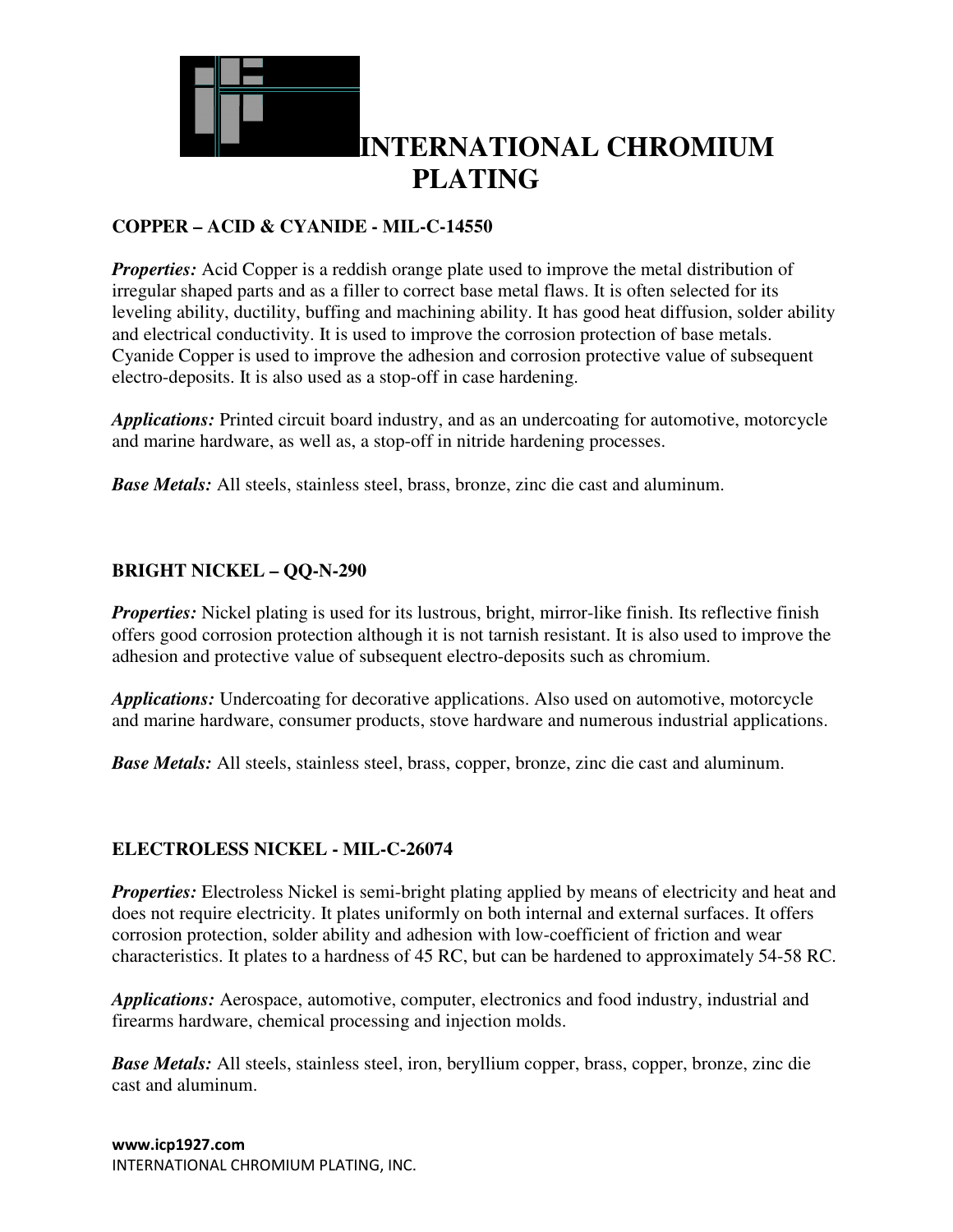# INTERNATIONAL CHROMIUM PLATING

**COPPER – ACID & CYANIDE - MIL-C-14550**

***Properties:*** Acid Copper is a reddish orange plate used to improve the metal distribution of irregular shaped parts and as a filler to correct base metal flaws. It is often selected for its leveling ability, ductility, buffing and machining ability. It has good heat diffusion, solder ability and electrical conductivity. It is used to improve the corrosion protection of base metals. Cyanide Copper is used to improve the adhesion and corrosion protective value of subsequent electro-deposits. It is also used as a stop-off in case hardening.

***Applications:*** Printed circuit board industry, and as an undercoating for automotive, motorcycle and marine hardware, as well as, a stop-off in nitride hardening processes.

***Base Metals:*** All steels, stainless steel, brass, bronze, zinc die cast and aluminum.

**BRIGHT NICKEL – QQ-N-290**

***Properties:*** Nickel plating is used for its lustrous, bright, mirror-like finish. Its reflective finish offers good corrosion protection although it is not tarnish resistant. It is also used to improve the adhesion and protective value of subsequent electro-deposits such as chromium.

***Applications:*** Undercoating for decorative applications. Also used on automotive, motorcycle and marine hardware, consumer products, stove hardware and numerous industrial applications.

***Base Metals:*** All steels, stainless steel, brass, copper, bronze, zinc die cast and aluminum.

**ELECTROLESS NICKEL - MIL-C-26074**

***Properties:*** Electroless Nickel is semi-bright plating applied by means of electricity and heat and does not require electricity. It plates uniformly on both internal and external surfaces. It offers corrosion protection, solder ability and adhesion with low-coefficient of friction and wear characteristics. It plates to a hardness of 45 RC, but can be hardened to approximately 54-58 RC.

***Applications:*** Aerospace, automotive, computer, electronics and food industry, industrial and firearms hardware, chemical processing and injection molds.

***Base Metals:*** All steels, stainless steel, iron, beryllium copper, brass, copper, bronze, zinc die cast and aluminum.

www.icp1927.com
INTERNATIONAL CHROMIUM PLATING, INC.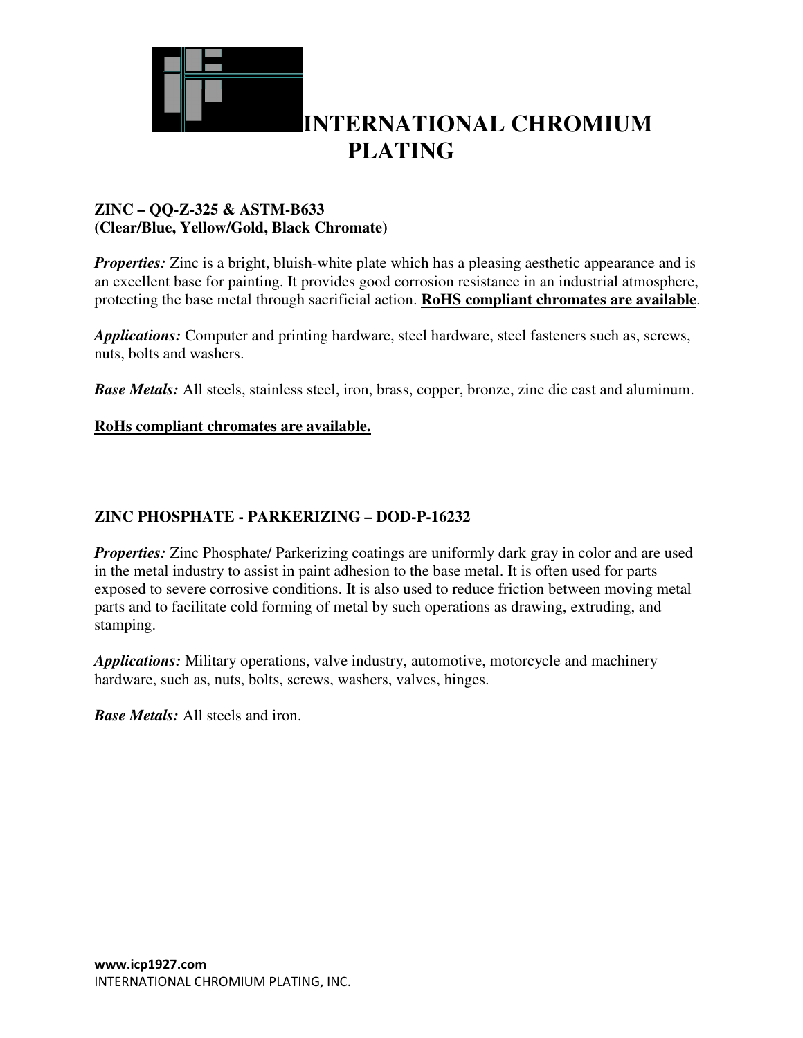# INTERNATIONAL CHROMIUM PLATING

**ZINC – QQ-Z-325 & ASTM-B633**
**(Clear/Blue, Yellow/Gold, Black Chromate)**

***Properties:*** Zinc is a bright, bluish-white plate which has a pleasing aesthetic appearance and is an excellent base for painting. It provides good corrosion resistance in an industrial atmosphere, protecting the base metal through sacrificial action. **<u>RoHS compliant chromates are available</u>**.

***Applications:*** Computer and printing hardware, steel hardware, steel fasteners such as, screws, nuts, bolts and washers.

***Base Metals:*** All steels, stainless steel, iron, brass, copper, bronze, zinc die cast and aluminum.

**<u>RoHs compliant chromates are available.</u>**

**ZINC PHOSPHATE - PARKERIZING – DOD-P-16232**

***Properties:*** Zinc Phosphate/ Parkerizing coatings are uniformly dark gray in color and are used in the metal industry to assist in paint adhesion to the base metal. It is often used for parts exposed to severe corrosive conditions. It is also used to reduce friction between moving metal parts and to facilitate cold forming of metal by such operations as drawing, extruding, and stamping.

***Applications:*** Military operations, valve industry, automotive, motorcycle and machinery hardware, such as, nuts, bolts, screws, washers, valves, hinges.

***Base Metals:*** All steels and iron.

**www.icp1927.com**
INTERNATIONAL CHROMIUM PLATING, INC.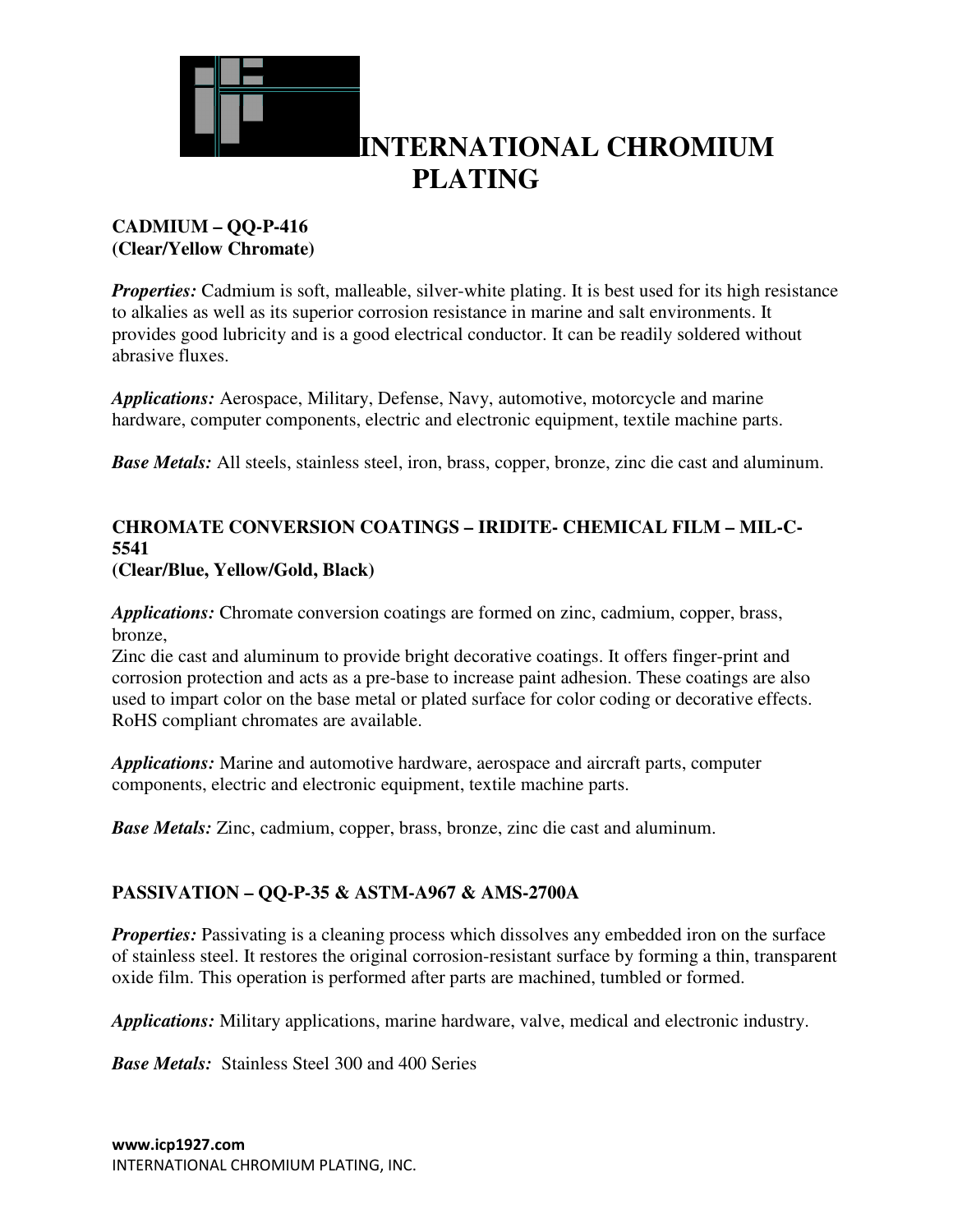# INTERNATIONAL CHROMIUM PLATING

**CADMIUM – QQ-P-416**
**(Clear/Yellow Chromate)**

***Properties:*** Cadmium is soft, malleable, silver-white plating. It is best used for its high resistance to alkalies as well as its superior corrosion resistance in marine and salt environments. It provides good lubricity and is a good electrical conductor. It can be readily soldered without abrasive fluxes.

***Applications:*** Aerospace, Military, Defense, Navy, automotive, motorcycle and marine hardware, computer components, electric and electronic equipment, textile machine parts.

***Base Metals:*** All steels, stainless steel, iron, brass, copper, bronze, zinc die cast and aluminum.

**CHROMATE CONVERSION COATINGS – IRIDITE- CHEMICAL FILM – MIL-C-5541**
**(Clear/Blue, Yellow/Gold, Black)**

***Applications:*** Chromate conversion coatings are formed on zinc, cadmium, copper, brass, bronze,
Zinc die cast and aluminum to provide bright decorative coatings. It offers finger-print and corrosion protection and acts as a pre-base to increase paint adhesion. These coatings are also used to impart color on the base metal or plated surface for color coding or decorative effects. RoHS compliant chromates are available.

***Applications:*** Marine and automotive hardware, aerospace and aircraft parts, computer components, electric and electronic equipment, textile machine parts.

***Base Metals:*** Zinc, cadmium, copper, brass, bronze, zinc die cast and aluminum.

**PASSIVATION – QQ-P-35 & ASTM-A967 & AMS-2700A**

***Properties:*** Passivating is a cleaning process which dissolves any embedded iron on the surface of stainless steel. It restores the original corrosion-resistant surface by forming a thin, transparent oxide film. This operation is performed after parts are machined, tumbled or formed.

***Applications:*** Military applications, marine hardware, valve, medical and electronic industry.

***Base Metals:*** Stainless Steel 300 and 400 Series